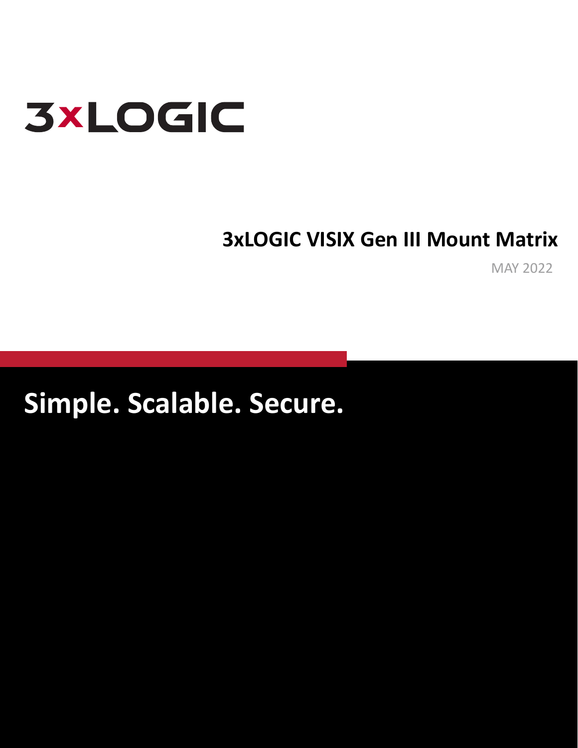# 3xLOGIC

## 3xLOGIC VISIX Gen III Mount Matrix

MAY 2022

**Simple. Scalable. Secure.**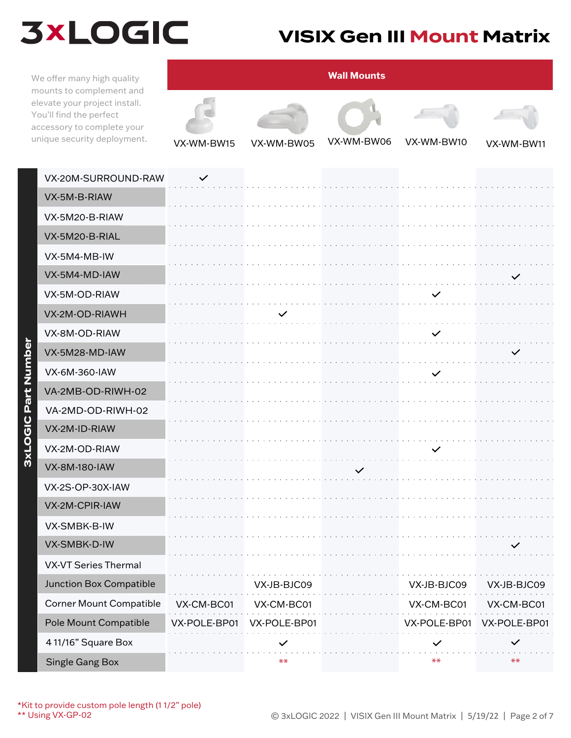# 3xLOGIC

## VISIX Gen III Mount Matrix

We offer many high quality mounts to complement and elevate your project install. You'll find the perfect accessory to complete your unique security deployment.

| 3xLOGIC Part Number | Wall Mounts | | | | |
|---|---|---|---|---|---|
| | VX-WM-BW15 | VX-WM-BW05 | VX-WM-BW06 | VX-WM-BW10 | VX-WM-BW11 |
| VX-20M-SURROUND-RAW | ✓ | | | | |
| VX-5M-B-RIAW | | | | | |
| VX-5M20-B-RIAW | | | | | |
| VX-5M20-B-RIAL | | | | | |
| VX-5M4-MB-IW | | | | | |
| VX-5M4-MD-IAW | | | | | ✓ |
| VX-5M-OD-RIAW | | | | ✓ | |
| VX-2M-OD-RIAWH | | ✓ | | | |
| VX-8M-OD-RIAW | | | | ✓ | |
| VX-5M28-MD-IAW | | | | | ✓ |
| VX-6M-360-IAW | | | | ✓ | |
| VA-2MB-OD-RIWH-02 | | | | | |
| VA-2MD-OD-RIWH-02 | | | | | |
| VX-2M-ID-RIAW | | | | | |
| VX-2M-OD-RIAW | | | | ✓ | |
| VX-8M-180-IAW | | | ✓ | | |
| VX-2S-OP-30X-IAW | | | | | |
| VX-2M-CPIR-IAW | | | | | |
| VX-SMBK-B-IW | | | | | |
| VX-SMBK-D-IW | | | | | ✓ |
| VX-VT Series Thermal | | | | | |
| Junction Box Compatible | | VX-JB-BJC09 | | VX-JB-BJC09 | VX-JB-BJC09 |
| Corner Mount Compatible | VX-CM-BC01 | VX-CM-BC01 | | VX-CM-BC01 | VX-CM-BC01 |
| Pole Mount Compatible | VX-POLE-BP01 | VX-POLE-BP01 | | VX-POLE-BP01 | VX-POLE-BP01 |
| 4 11/16" Square Box | | ✓ | | ✓ | ✓ |
| Single Gang Box | | ** | | ** | ** |

*Kit to provide custom pole length (1 1/2" pole)
** Using VX-GP-02

© 3xLOGIC 2022 | VISIX Gen III Mount Matrix | 5/19/22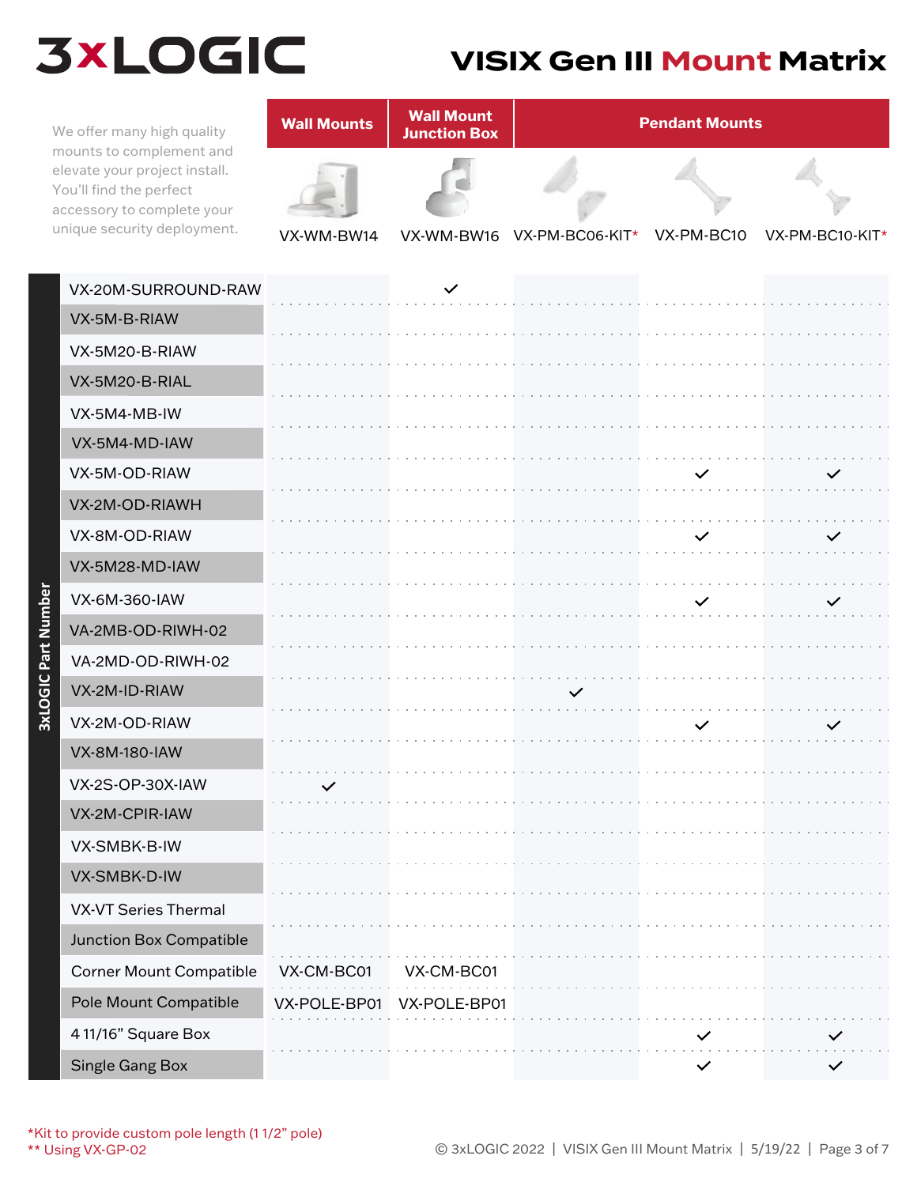# 3xLOGIC

# VISIX Gen III Mount Matrix

We offer many high quality mounts to complement and elevate your project install. You'll find the perfect accessory to complete your unique security deployment.

| 3xLOGIC Part Number | Wall Mounts | Wall Mount Junction Box | Pendant Mounts | | |
|---|---|---|---|---|---|
| | VX-WM-BW14 | VX-WM-BW16 | VX-PM-BC06-KIT* | VX-PM-BC10 | VX-PM-BC10-KIT* |
| VX-20M-SURROUND-RAW | | ✓ | | | |
| VX-5M-B-RIAW | | | | | |
| VX-5M20-B-RIAW | | | | | |
| VX-5M20-B-RIAL | | | | | |
| VX-5M4-MB-IW | | | | | |
| VX-5M4-MD-IAW | | | | | |
| VX-5M-OD-RIAW | | | | ✓ | ✓ |
| VX-2M-OD-RIAWH | | | | | |
| VX-8M-OD-RIAW | | | | ✓ | ✓ |
| VX-5M28-MD-IAW | | | | | |
| VX-6M-360-IAW | | | | ✓ | ✓ |
| VA-2MB-OD-RIWH-02 | | | | | |
| VA-2MD-OD-RIWH-02 | | | | | |
| VX-2M-ID-RIAW | | | ✓ | | |
| VX-2M-OD-RIAW | | | | ✓ | ✓ |
| VX-8M-180-IAW | | | | | |
| VX-2S-OP-30X-IAW | ✓ | | | | |
| VX-2M-CPIR-IAW | | | | | |
| VX-SMBK-B-IW | | | | | |
| VX-SMBK-D-IW | | | | | |
| VX-VT Series Thermal | | | | | |
| Junction Box Compatible | | | | | |
| Corner Mount Compatible | VX-CM-BC01 | VX-CM-BC01 | | | |
| Pole Mount Compatible | VX-POLE-BP01 | VX-POLE-BP01 | | | |
| 4 11/16" Square Box | | | | ✓ | ✓ |
| Single Gang Box | | | | ✓ | ✓ |

*Kit to provide custom pole length (1 1/2" pole)
** Using VX-GP-02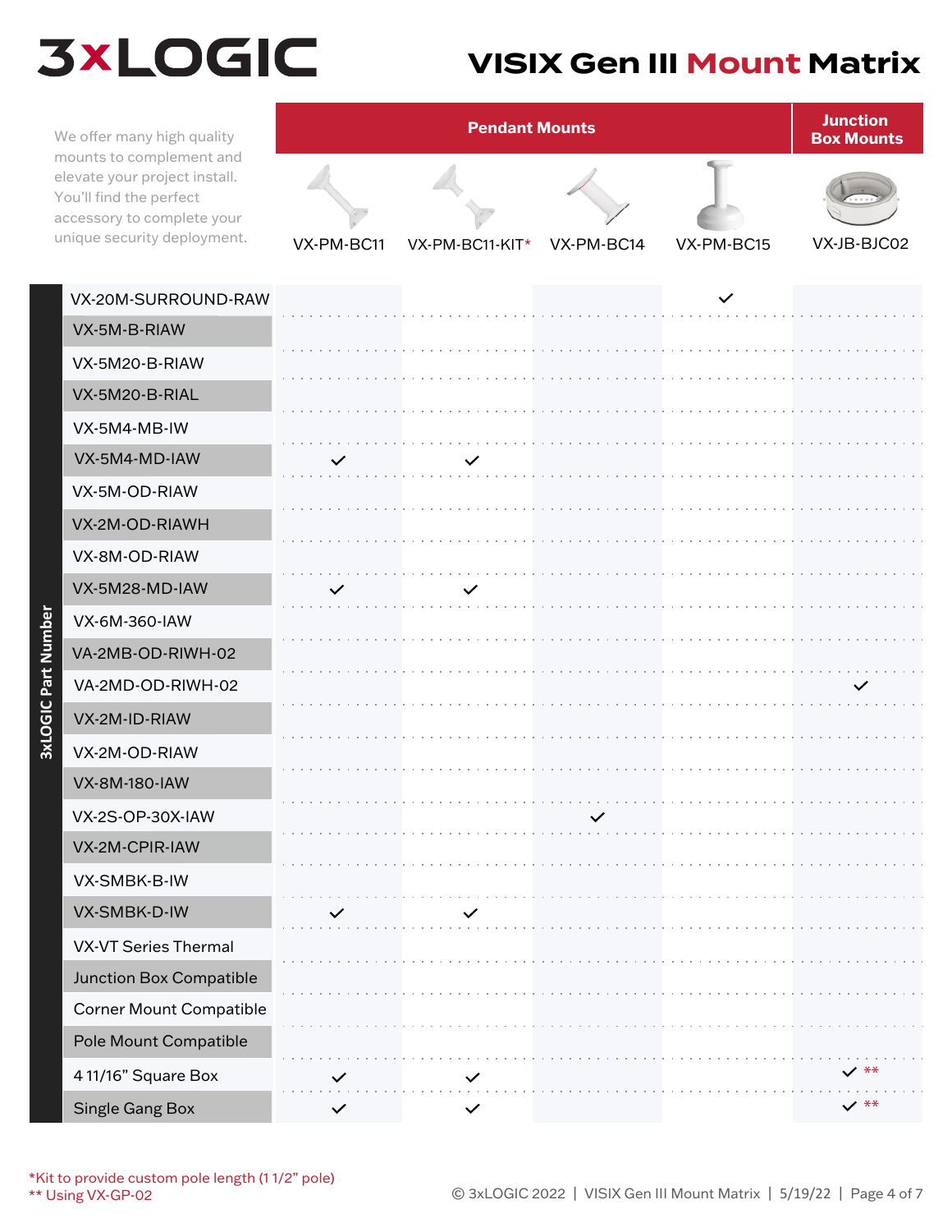# 3xLOGIC

## VISIX Gen III Mount Matrix

We offer many high quality mounts to complement and elevate your project install. You'll find the perfect accessory to complete your unique security deployment.

| 3xLOGIC Part Number | Pendant Mounts | | | | Junction Box Mounts |
|---|---|---|---|---|---|
| | VX-PM-BC11 | VX-PM-BC11-KIT* | VX-PM-BC14 | VX-PM-BC15 | VX-JB-BJC02 |
| VX-20M-SURROUND-RAW | | | | ✓ | |
| VX-5M-B-RIAW | | | | | |
| VX-5M20-B-RIAW | | | | | |
| VX-5M20-B-RIAL | | | | | |
| VX-5M4-MB-IW | | | | | |
| VX-5M4-MD-IAW | ✓ | ✓ | | | |
| VX-5M-OD-RIAW | | | | | |
| VX-2M-OD-RIAWH | | | | | |
| VX-8M-OD-RIAW | | | | | |
| VX-5M28-MD-IAW | ✓ | ✓ | | | |
| VX-6M-360-IAW | | | | | |
| VA-2MB-OD-RIWH-02 | | | | | |
| VA-2MD-OD-RIWH-02 | | | | | ✓ |
| VX-2M-ID-RIAW | | | | | |
| VX-2M-OD-RIAW | | | | | |
| VX-8M-180-IAW | | | | | |
| VX-2S-OP-30X-IAW | | | ✓ | | |
| VX-2M-CPIR-IAW | | | | | |
| VX-SMBK-B-IW | | | | | |
| VX-SMBK-D-IW | ✓ | ✓ | | | |
| VX-VT Series Thermal | | | | | |
| Junction Box Compatible | | | | | |
| Corner Mount Compatible | | | | | |
| Pole Mount Compatible | | | | | |
| 4 11/16" Square Box | ✓ | ✓ | | | ✓ ** |
| Single Gang Box | ✓ | ✓ | | | ✓ ** |

*Kit to provide custom pole length (1 1/2" pole)
** Using VX-GP-02

© 3xLOGIC 2022 | VISIX Gen III Mount Matrix | 5/19/22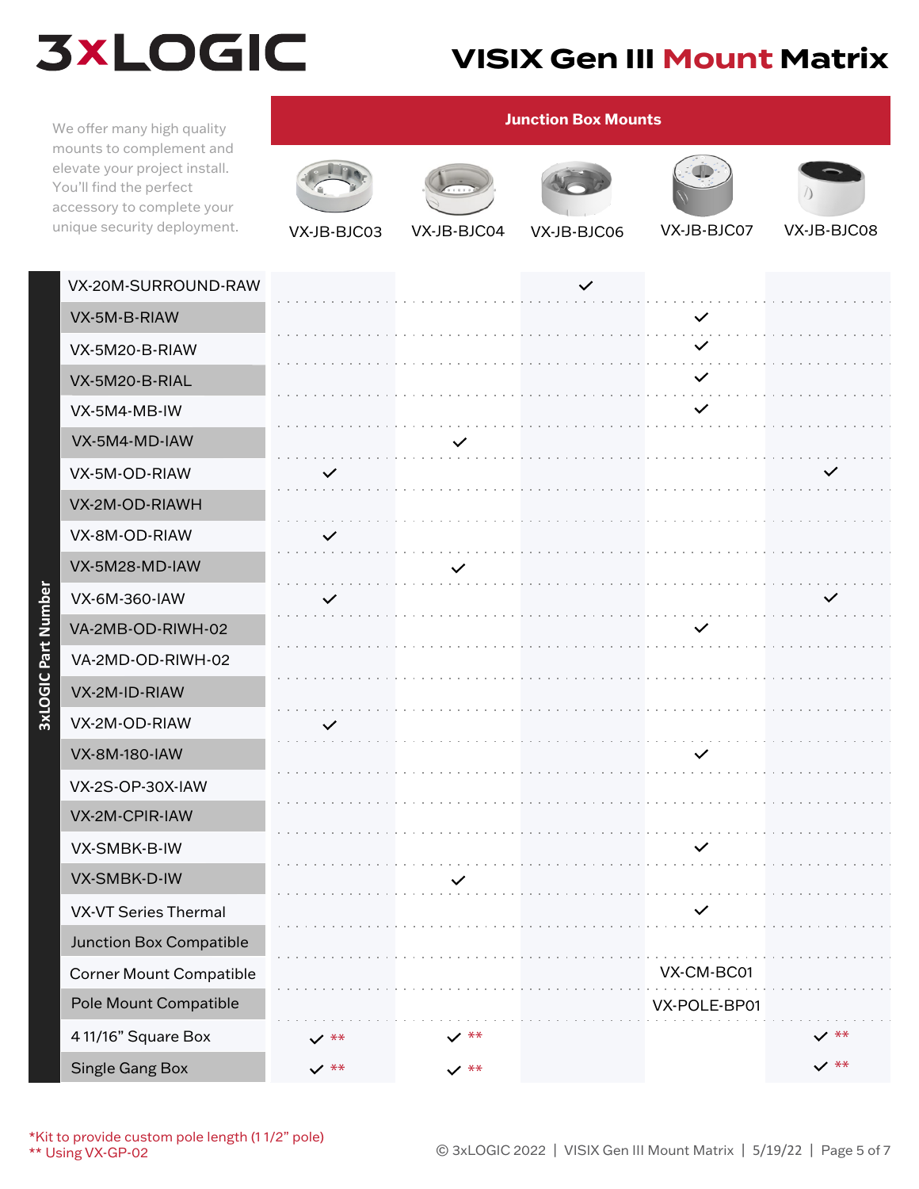# 3xLOGIC

# VISIX Gen III Mount Matrix

We offer many high quality mounts to complement and elevate your project install. You'll find the perfect accessory to complete your unique security deployment.

| 3xLOGIC Part Number | Junction Box Mounts | | | | |
|---|---|---|---|---|---|
| | VX-JB-BJC03 | VX-JB-BJC04 | VX-JB-BJC06 | VX-JB-BJC07 | VX-JB-BJC08 |
| VX-20M-SURROUND-RAW | | | ✓ | | |
| VX-5M-B-RIAW | | | | ✓ | |
| VX-5M20-B-RIAW | | | | ✓ | |
| VX-5M20-B-RIAL | | | | ✓ | |
| VX-5M4-MB-IW | | | | ✓ | |
| VX-5M4-MD-IAW | | ✓ | | | |
| VX-5M-OD-RIAW | ✓ | | | | ✓ |
| VX-2M-OD-RIAWH | | | | | |
| VX-8M-OD-RIAW | ✓ | | | | |
| VX-5M28-MD-IAW | | ✓ | | | |
| VX-6M-360-IAW | ✓ | | | | ✓ |
| VA-2MB-OD-RIWH-02 | | | | ✓ | |
| VA-2MD-OD-RIWH-02 | | | | | |
| VX-2M-ID-RIAW | | | | | |
| VX-2M-OD-RIAW | ✓ | | | | |
| VX-8M-180-IAW | | | | ✓ | |
| VX-2S-OP-30X-IAW | | | | | |
| VX-2M-CPIR-IAW | | | | | |
| VX-SMBK-B-IW | | | | ✓ | |
| VX-SMBK-D-IW | | ✓ | | | |
| VX-VT Series Thermal | | | | ✓ | |
| Junction Box Compatible | | | | | |
| Corner Mount Compatible | | | | VX-CM-BC01 | |
| Pole Mount Compatible | | | | VX-POLE-BP01 | |
| 4 11/16" Square Box | ✓ ** | ✓ ** | | | ✓ ** |
| Single Gang Box | ✓ ** | ✓ ** | | | ✓ ** |

*Kit to provide custom pole length (1 1/2" pole)
** Using VX-GP-02

© 3xLOGIC 2022 | VISIX Gen III Mount Matrix | 5/19/22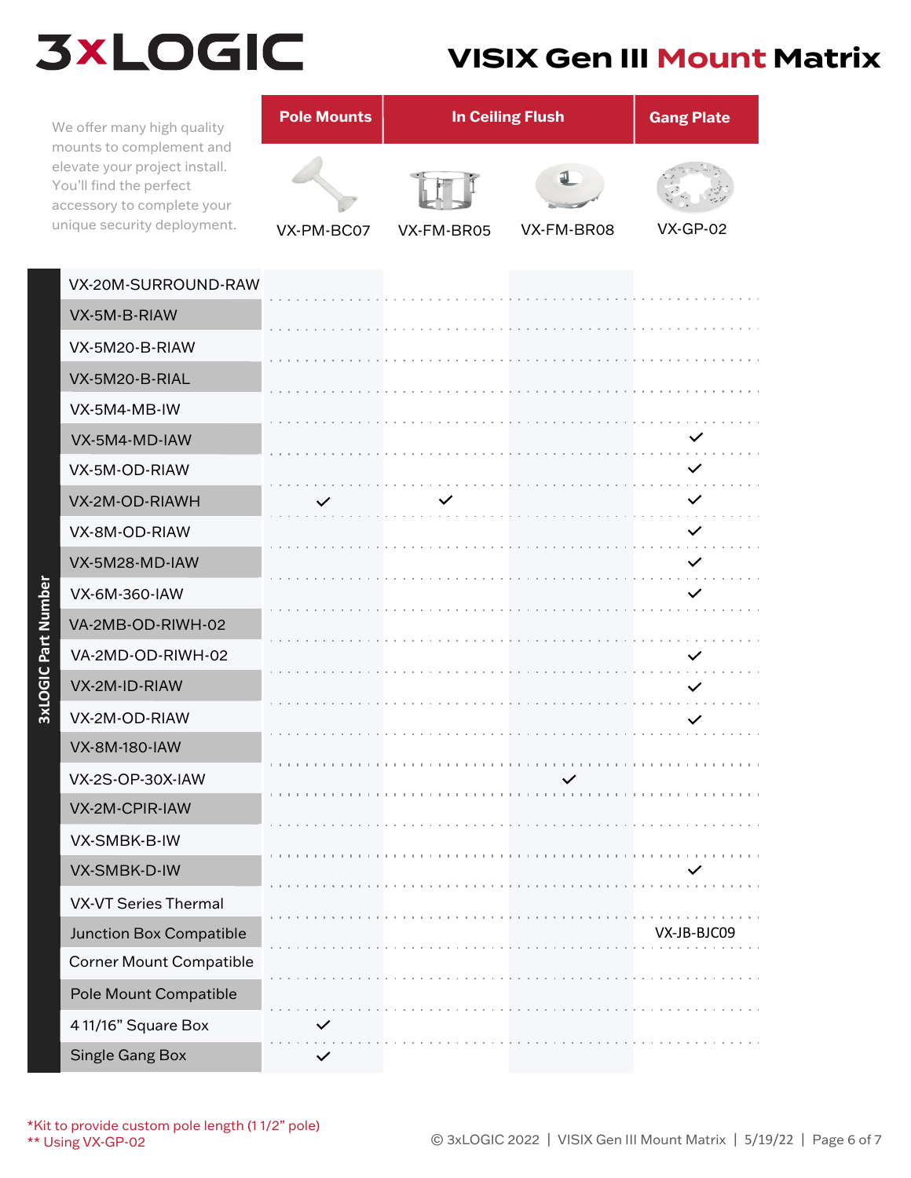# 3xLOGIC

# VISIX Gen III Mount Matrix

We offer many high quality mounts to complement and elevate your project install. You'll find the perfect accessory to complete your unique security deployment.

| 3xLOGIC Part Number | Pole Mounts | In Ceiling Flush | | Gang Plate |
|---|---|---|---|---|
| | VX-PM-BC07 | VX-FM-BR05 | VX-FM-BR08 | VX-GP-02 |
| VX-20M-SURROUND-RAW | | | | |
| VX-5M-B-RIAW | | | | |
| VX-5M20-B-RIAW | | | | |
| VX-5M20-B-RIAL | | | | |
| VX-5M4-MB-IW | | | | |
| VX-5M4-MD-IAW | | | | ✓ |
| VX-5M-OD-RIAW | | | | ✓ |
| VX-2M-OD-RIAWH | ✓ | ✓ | | ✓ |
| VX-8M-OD-RIAW | | | | ✓ |
| VX-5M28-MD-IAW | | | | ✓ |
| VX-6M-360-IAW | | | | ✓ |
| VA-2MB-OD-RIWH-02 | | | | |
| VA-2MD-OD-RIWH-02 | | | | ✓ |
| VX-2M-ID-RIAW | | | | ✓ |
| VX-2M-OD-RIAW | | | | ✓ |
| VX-8M-180-IAW | | | | |
| VX-2S-OP-30X-IAW | | | ✓ | |
| VX-2M-CPIR-IAW | | | | |
| VX-SMBK-B-IW | | | | |
| VX-SMBK-D-IW | | | | ✓ |
| VX-VT Series Thermal | | | | |
| Junction Box Compatible | | | | VX-JB-BJC09 |
| Corner Mount Compatible | | | | |
| Pole Mount Compatible | | | | |
| 4 11/16" Square Box | ✓ | | | |
| Single Gang Box | ✓ | | | |

*Kit to provide custom pole length (1 1/2" pole)

** Using VX-GP-02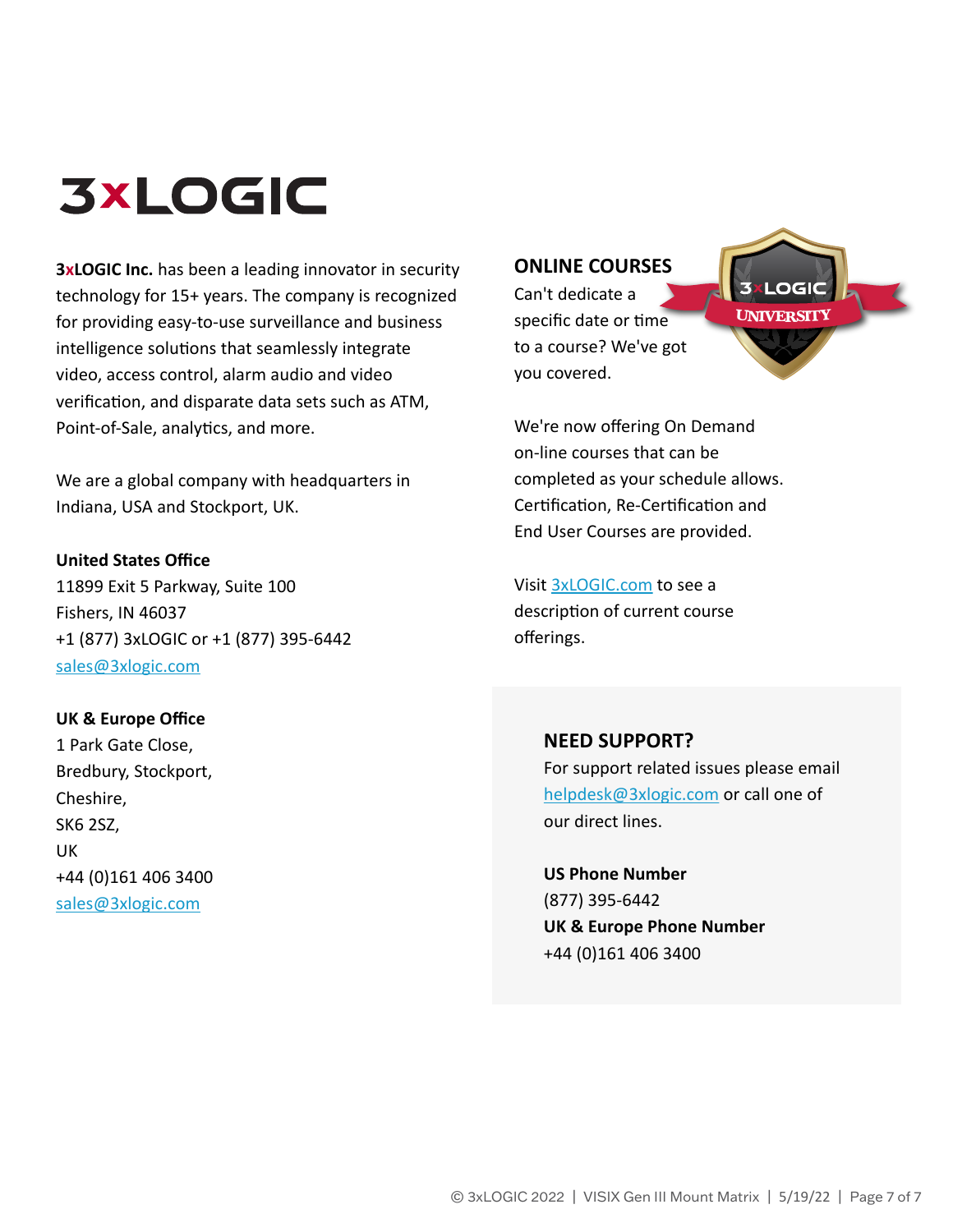# 3xLOGIC

**3xLOGIC Inc.** has been a leading innovator in security technology for 15+ years. The company is recognized for providing easy-to-use surveillance and business intelligence solutions that seamlessly integrate video, access control, alarm audio and video verification, and disparate data sets such as ATM, Point-of-Sale, analytics, and more.

We are a global company with headquarters in Indiana, USA and Stockport, UK.

**United States Office**
11899 Exit 5 Parkway, Suite 100
Fishers, IN 46037
+1 (877) 3xLOGIC or +1 (877) 395-6442
sales@3xlogic.com

**UK & Europe Office**
1 Park Gate Close,
Bredbury, Stockport,
Cheshire,
SK6 2SZ,
UK
+44 (0)161 406 3400
sales@3xlogic.com

## ONLINE COURSES

Can't dedicate a specific date or time to a course? We've got you covered.

We're now offering On Demand on-line courses that can be completed as your schedule allows. Certification, Re-Certification and End User Courses are provided.

Visit 3xLOGIC.com to see a description of current course offerings.

## NEED SUPPORT?

For support related issues please email helpdesk@3xlogic.com or call one of our direct lines.

**US Phone Number**
(877) 395-6442
**UK & Europe Phone Number**
+44 (0)161 406 3400